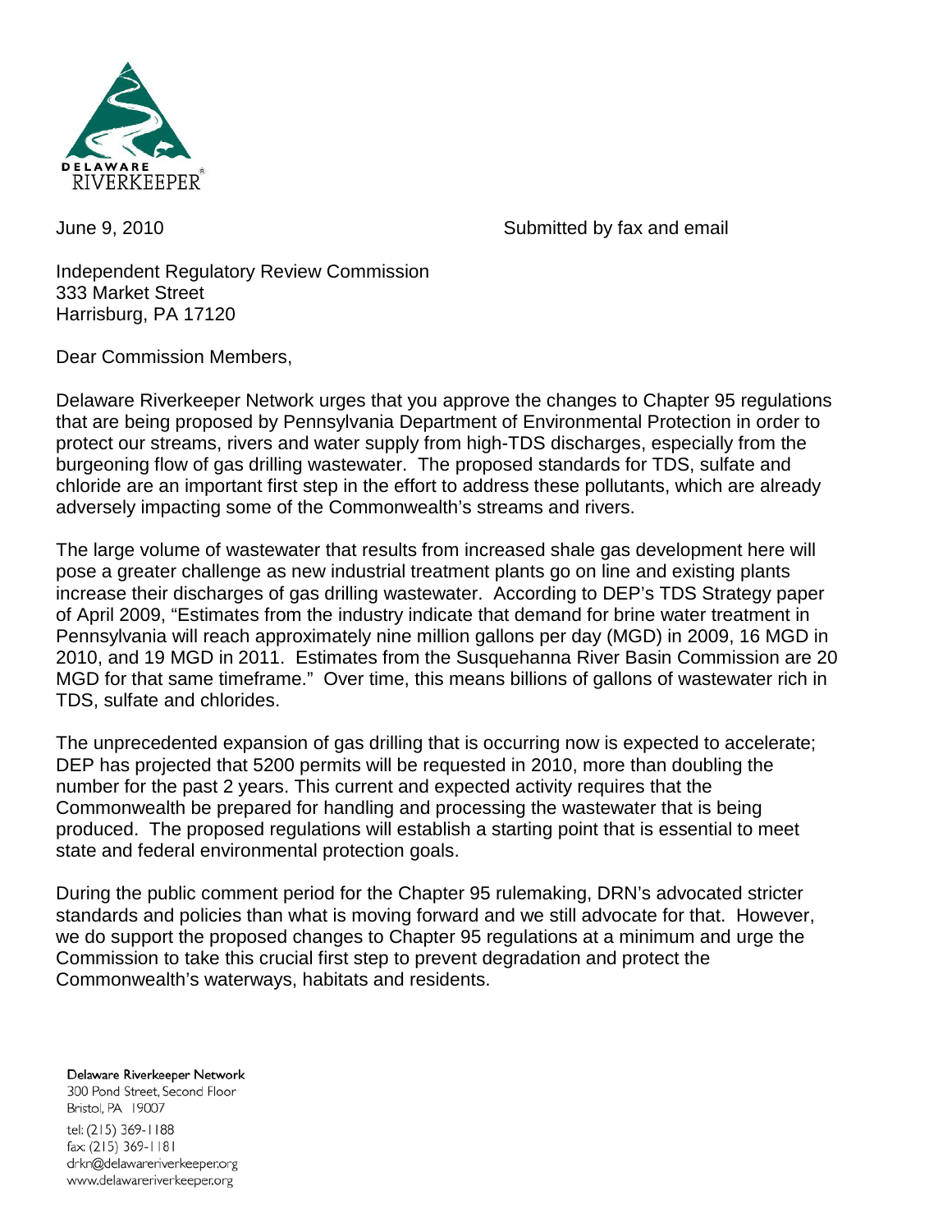DELAWARE RIVERKEEPER®

June 9, 2010 Submitted by fax and email

Independent Regulatory Review Commission
333 Market Street
Harrisburg, PA 17120

Dear Commission Members,

Delaware Riverkeeper Network urges that you approve the changes to Chapter 95 regulations that are being proposed by Pennsylvania Department of Environmental Protection in order to protect our streams, rivers and water supply from high-TDS discharges, especially from the burgeoning flow of gas drilling wastewater. The proposed standards for TDS, sulfate and chloride are an important first step in the effort to address these pollutants, which are already adversely impacting some of the Commonwealth's streams and rivers.

The large volume of wastewater that results from increased shale gas development here will pose a greater challenge as new industrial treatment plants go on line and existing plants increase their discharges of gas drilling wastewater. According to DEP's TDS Strategy paper of April 2009, "Estimates from the industry indicate that demand for brine water treatment in Pennsylvania will reach approximately nine million gallons per day (MGD) in 2009, 16 MGD in 2010, and 19 MGD in 2011. Estimates from the Susquehanna River Basin Commission are 20 MGD for that same timeframe." Over time, this means billions of gallons of wastewater rich in TDS, sulfate and chlorides.

The unprecedented expansion of gas drilling that is occurring now is expected to accelerate; DEP has projected that 5200 permits will be requested in 2010, more than doubling the number for the past 2 years. This current and expected activity requires that the Commonwealth be prepared for handling and processing the wastewater that is being produced. The proposed regulations will establish a starting point that is essential to meet state and federal environmental protection goals.

During the public comment period for the Chapter 95 rulemaking, DRN's advocated stricter standards and policies than what is moving forward and we still advocate for that. However, we do support the proposed changes to Chapter 95 regulations at a minimum and urge the Commission to take this crucial first step to prevent degradation and protect the Commonwealth's waterways, habitats and residents.

Delaware Riverkeeper Network
300 Pond Street, Second Floor
Bristol, PA 19007
tel: (215) 369-1188
fax: (215) 369-1181
drkn@delawareriverkeeper.org
www.delawareriverkeeper.org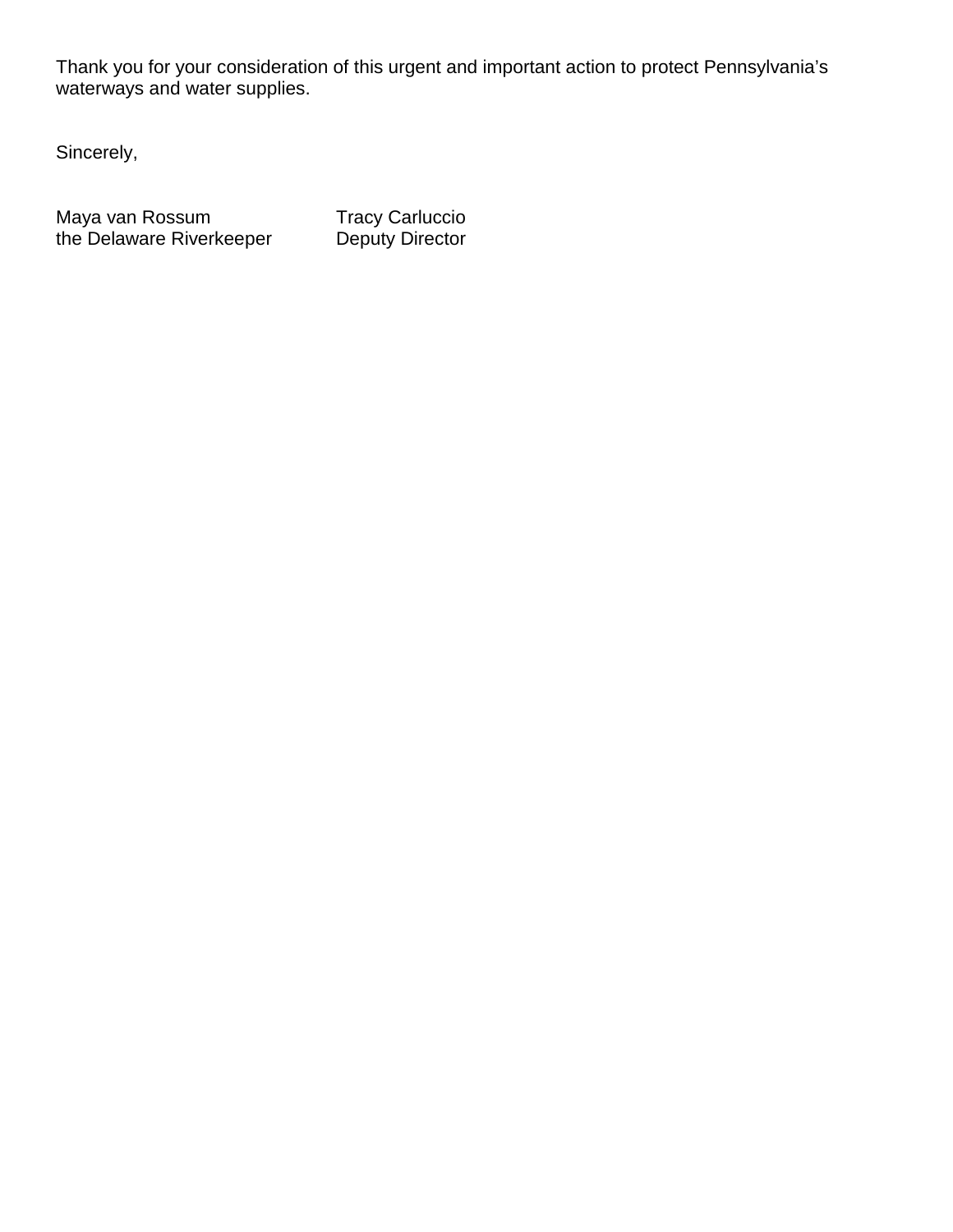Thank you for your consideration of this urgent and important action to protect Pennsylvania's waterways and water supplies.

Sincerely,

| | |
|---|---|
| Maya van Rossum | Tracy Carluccio |
| the Delaware Riverkeeper | Deputy Director |